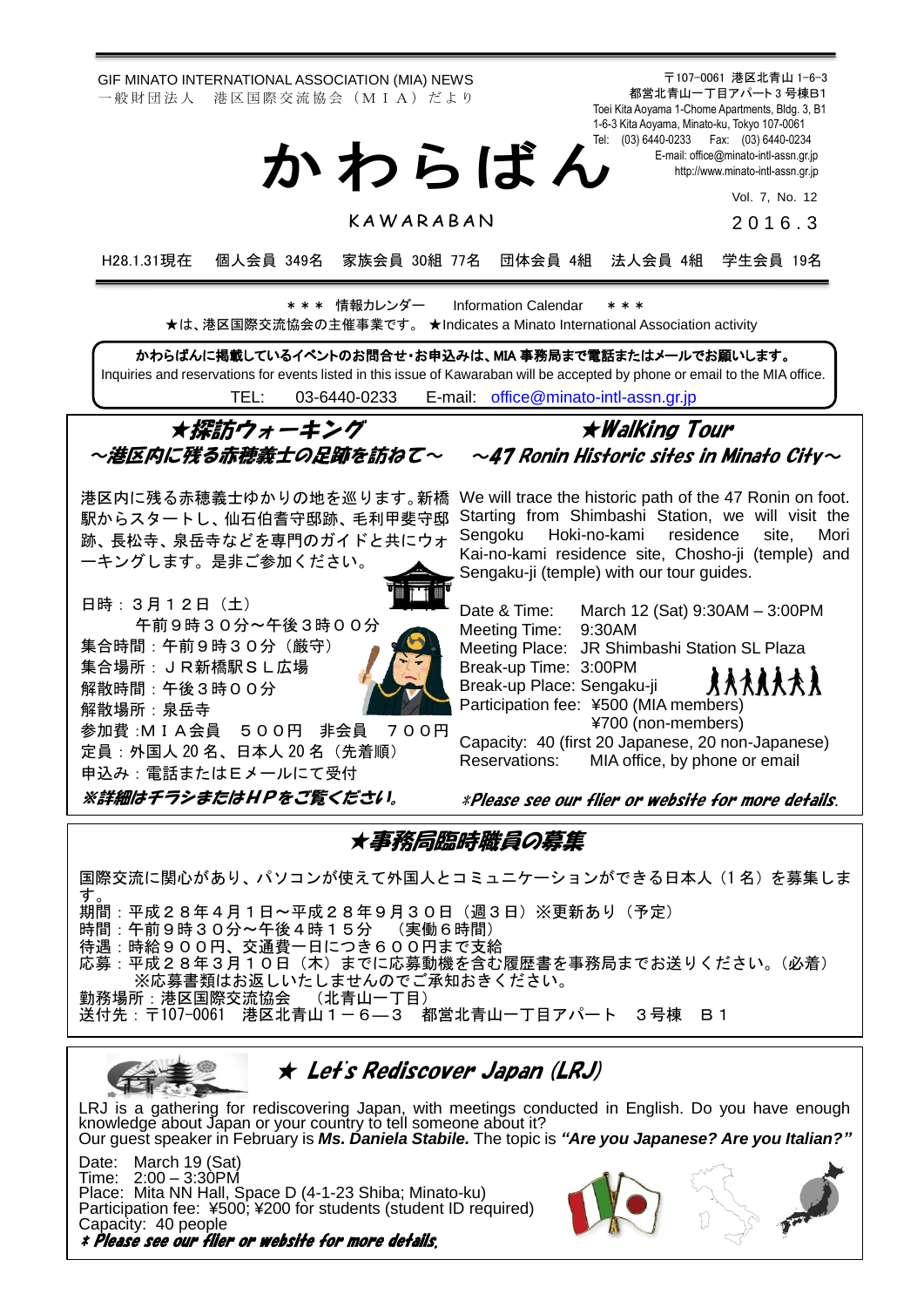GIF MINATO INTERNATIONAL ASSOCIATION (MIA) NEWS
一般財団法人　港区国際交流協会（ＭＩＡ）だより

〒107-0061 港区北青山 1-6-3
都営北青山一丁目アパート 3 号棟B1
Toei Kita Aoyama 1-Chome Apartments, Bldg. 3, B1
1-6-3 Kita Aoyama, Minato-ku, Tokyo 107-0061
Tel: (03) 6440-0233　Fax: (03) 6440-0234
E-mail: office@minato-intl-assn.gr.jp
http://www.minato-intl-assn.gr.jp

# かわらばん

KAWARABAN

Vol. 7, No. 12
2016．3

H28.1.31現在　個人会員 349名　家族会員 30組 77名　団体会員 4組　法人会員 4組　学生会員 19名

＊＊＊ 情報カレンダー　Information Calendar　＊＊＊
★は、港区国際交流協会の主催事業です。★Indicates a Minato International Association activity

**かわらばんに掲載しているイベントのお問合せ･お申込みは、MIA 事務局まで電話またはメールでお願いします。**
Inquiries and reservations for events listed in this issue of Kawaraban will be accepted by phone or email to the MIA office.
TEL:　03-6440-0233　E-mail:　office@minato-intl-assn.gr.jp

## ★探訪ウォーキング ～港区内に残る赤穂義士の足跡を訪ねて～

港区内に残る赤穂義士ゆかりの地を巡ります。新橋駅からスタートし、仙石伯耆守邸跡、毛利甲斐守邸跡、長松寺、泉岳寺などを専門のガイドと共にウォーキングします。是非ご参加ください。

日時：３月１２日（土）
　　　午前９時３０分～午後３時００分
集合時間：午前９時３０分（厳守）
集合場所：ＪＲ新橋駅ＳＬ広場
解散時間：午後３時００分
解散場所：泉岳寺
参加費：ＭＩＡ会員　５００円　非会員　７００円
定員：外国人 20 名、日本人 20 名（先着順）
申込み：電話またはＥメールにて受付

***※詳細はチラシまたはＨＰをご覧ください。***

## ★Walking Tour ～47 Ronin Historic sites in Minato City～

We will trace the historic path of the 47 Ronin on foot. Starting from Shimbashi Station, we will visit the Sengoku Hoki-no-kami residence site, Mori Kai-no-kami residence site, Chosho-ji (temple) and Sengaku-ji (temple) with our tour guides.

Date & Time:　March 12 (Sat) 9:30AM – 3:00PM
Meeting Time:　9:30AM
Meeting Place:　JR Shimbashi Station SL Plaza
Break-up Time:　3:00PM
Break-up Place: Sengaku-ji
Participation fee:　¥500 (MIA members)
　　　　　　　　¥700 (non-members)
Capacity:　40 (first 20 Japanese, 20 non-Japanese)
Reservations:　MIA office, by phone or email

***※Please see our flier or website for more details.***

## ★事務局臨時職員の募集

国際交流に関心があり、パソコンが使えて外国人とコミュニケーションができる日本人（１名）を募集します。
期間：平成２８年４月１日～平成２８年９月３０日（週３日）※更新あり（予定）
時間：午前９時３０分～午後４時１５分　（実働６時間）
待遇：時給９００円、交通費一日につき６００円まで支給
応募：平成２８年３月１０日（木）までに応募動機を含む履歴書を事務局までお送りください。（必着）
　　※応募書類はお返しいたしませんのでご承知おきください。
勤務場所：港区国際交流協会　（北青山一丁目）
送付先：〒107-0061　港区北青山１－６―３　都営北青山一丁目アパート　３号棟　Ｂ１

## ★ Let's Rediscover Japan (LRJ)

LRJ is a gathering for rediscovering Japan, with meetings conducted in English. Do you have enough knowledge about Japan or your country to tell someone about it?
Our guest speaker in February is ***Ms. Daniela Stabile.*** The topic is ***"Are you Japanese? Are you Italian?"***

Date:　March 19 (Sat)
Time:　2:00 – 3:30PM
Place:　Mita NN Hall, Space D (4-1-23 Shiba; Minato-ku)
Participation fee:　¥500; ¥200 for students (student ID required)
Capacity:　40 people

***※ Please see our flier or website for more details.***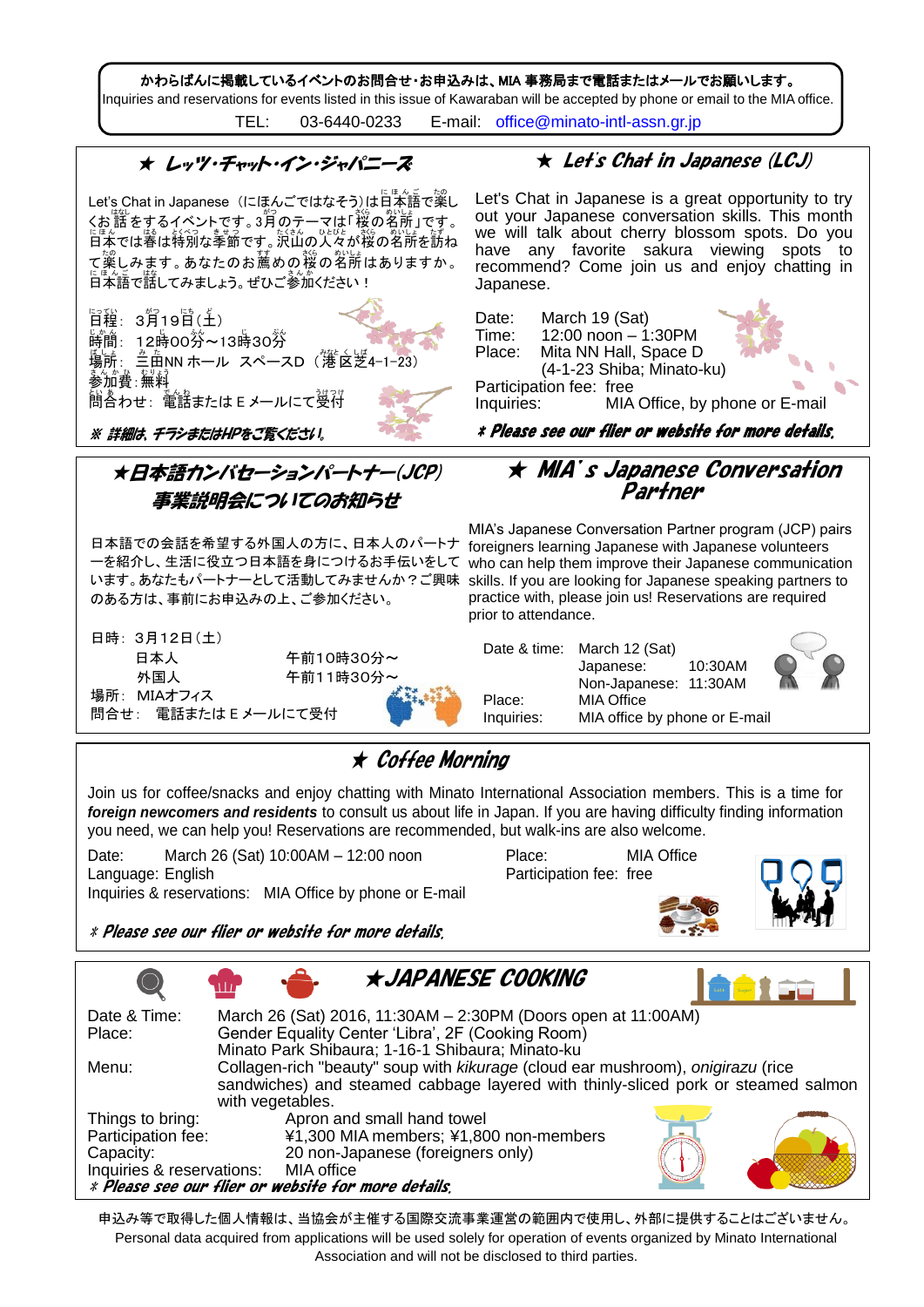かわらばんに掲載しているイベントのお問合せ・お申込みは、MIA 事務局まで電話またはメールでお願いします。
Inquiries and reservations for events listed in this issue of Kawaraban will be accepted by phone or email to the MIA office.
TEL: 03-6440-0233 E-mail: office@minato-intl-assn.gr.jp

## ★ レッツ・チャット・イン・ジャパニーズ

Let's Chat in Japanese（にほんごではなそう）は日本語で楽しくお話をするイベントです。3月のテーマは「桜の名所」です。日本では春は特別な季節です。沢山の人々が桜の名所を訪ねて楽しみます。あなたのお薦めの桜の名所はありますか。日本語で話してみましょう。ぜひご参加ください！

日程：3月19日(土)
時間：12時00分～13時30分
場所：三田NN ホール スペースD（港区芝4-1-23）
参加費：無料
問合わせ：電話または E メールにて受付

※ 詳細は、チラシまたはHPをご覧ください。

## ★ Let's Chat in Japanese (LCJ)

Let's Chat in Japanese is a great opportunity to try out your Japanese conversation skills. This month we will talk about cherry blossom spots. Do you have any favorite sakura viewing spots to recommend? Come join us and enjoy chatting in Japanese.

Date: March 19 (Sat)
Time: 12:00 noon – 1:30PM
Place: Mita NN Hall, Space D (4-1-23 Shiba; Minato-ku)
Participation fee: free
Inquiries: MIA Office, by phone or E-mail

*** Please see our flier or website for more details.**

## ★日本語カンバセーションパートナー(JCP) 事業説明会についてのお知らせ

日本語での会話を希望する外国人の方に、日本人のパートナーを紹介し、生活に役立つ日本語を身につけるお手伝いをしています。あなたもパートナーとして活動してみませんか？ご興味のある方は、事前にお申込みの上、ご参加ください。

日時：3月12日(土)
日本人 午前10時30分～
外国人 午前11時30分～
場所：MIAオフィス
問合せ：電話または E メールにて受付

## ★ MIA's Japanese Conversation Partner

MIA's Japanese Conversation Partner program (JCP) pairs foreigners learning Japanese with Japanese volunteers who can help them improve their Japanese communication skills. If you are looking for Japanese speaking partners to practice with, please join us! Reservations are required prior to attendance.

Date & time: March 12 (Sat)
Japanese: 10:30AM
Non-Japanese: 11:30AM
Place: MIA Office
Inquiries: MIA office by phone or E-mail

## ★ Coffee Morning

Join us for coffee/snacks and enjoy chatting with Minato International Association members. This is a time for ***foreign newcomers and residents*** to consult us about life in Japan. If you are having difficulty finding information you need, we can help you! Reservations are recommended, but walk-ins are also welcome.

Date: March 26 (Sat) 10:00AM – 12:00 noon
Language: English
Inquiries & reservations: MIA Office by phone or E-mail
Place: MIA Office
Participation fee: free

*\* Please see our flier or website for more details.*

## ★JAPANESE COOKING

Date & Time: March 26 (Sat) 2016, 11:30AM – 2:30PM (Doors open at 11:00AM)
Place: Gender Equality Center 'Libra', 2F (Cooking Room) Minato Park Shibaura; 1-16-1 Shibaura; Minato-ku
Menu: Collagen-rich "beauty" soup with *kikurage* (cloud ear mushroom), *onigirazu* (rice sandwiches) and steamed cabbage layered with thinly-sliced pork or steamed salmon with vegetables.
Things to bring: Apron and small hand towel
Participation fee: ¥1,300 MIA members; ¥1,800 non-members
Capacity: 20 non-Japanese (foreigners only)
Inquiries & reservations: MIA office

*\* Please see our flier or website for more details.*

申込み等で取得した個人情報は、当協会が主催する国際交流事業運営の範囲内で使用し、外部に提供することはございません。
Personal data acquired from applications will be used solely for operation of events organized by Minato International Association and will not be disclosed to third parties.